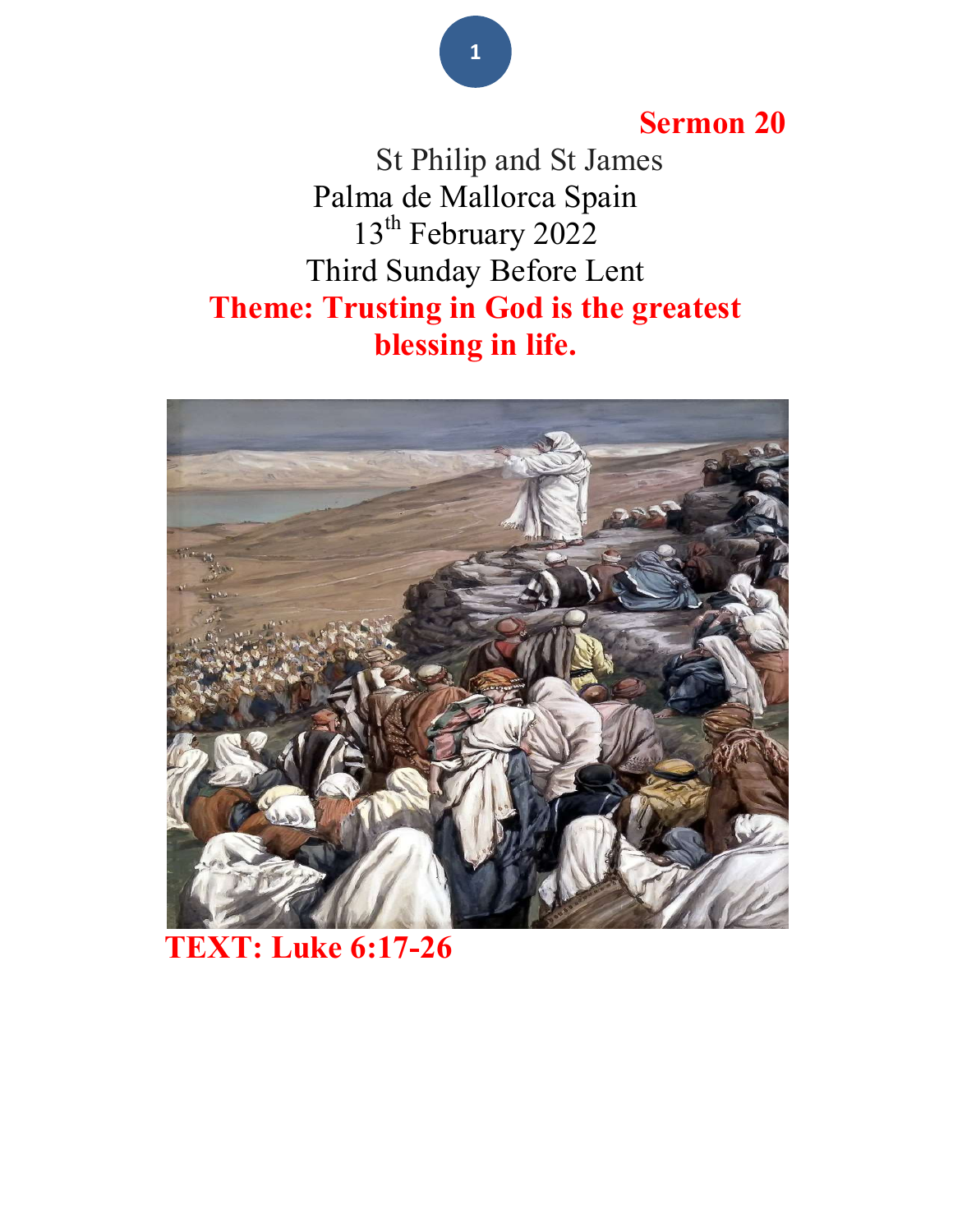**Sermon 20**

St Philip and St James
Palma de Mallorca Spain
13th February 2022
Third Sunday Before Lent

**Theme: Trusting in God is the greatest blessing in life.**

**TEXT: Luke 6:17-26**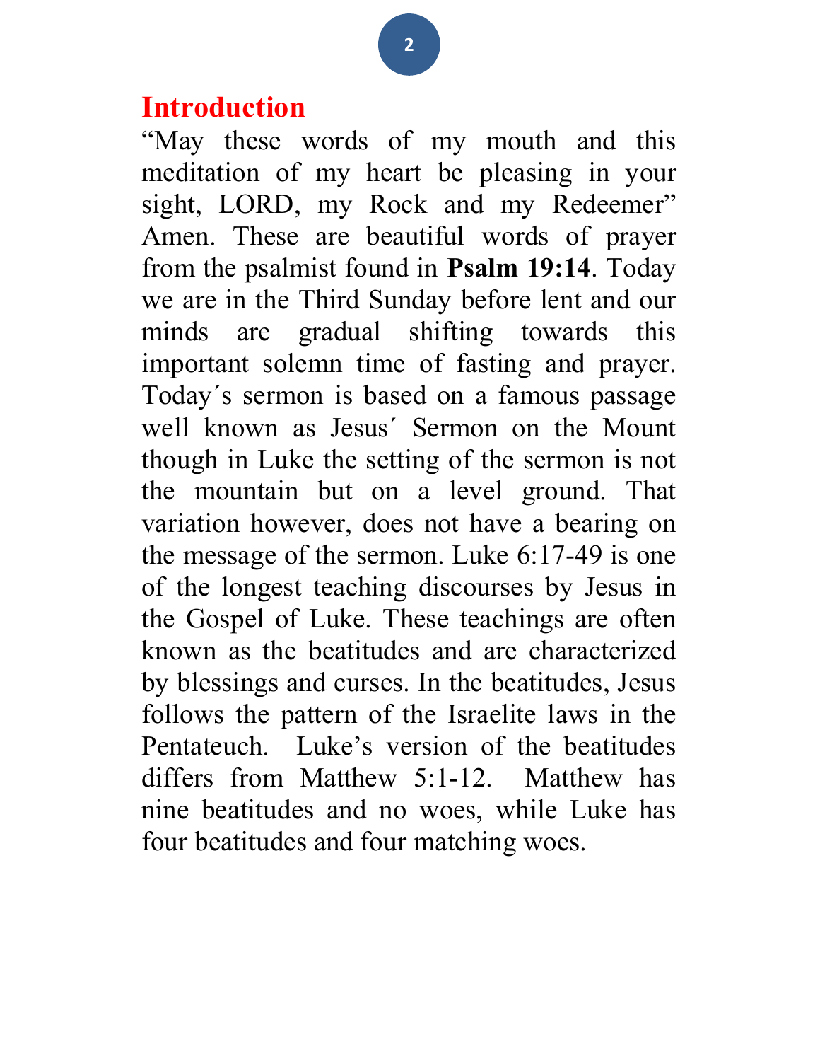## Introduction

"May these words of my mouth and this meditation of my heart be pleasing in your sight, LORD, my Rock and my Redeemer" Amen. These are beautiful words of prayer from the psalmist found in **Psalm 19:14**. Today we are in the Third Sunday before lent and our minds are gradual shifting towards this important solemn time of fasting and prayer. Today´s sermon is based on a famous passage well known as Jesus´ Sermon on the Mount though in Luke the setting of the sermon is not the mountain but on a level ground. That variation however, does not have a bearing on the message of the sermon. Luke 6:17-49 is one of the longest teaching discourses by Jesus in the Gospel of Luke. These teachings are often known as the beatitudes and are characterized by blessings and curses. In the beatitudes, Jesus follows the pattern of the Israelite laws in the Pentateuch. Luke's version of the beatitudes differs from Matthew 5:1-12. Matthew has nine beatitudes and no woes, while Luke has four beatitudes and four matching woes.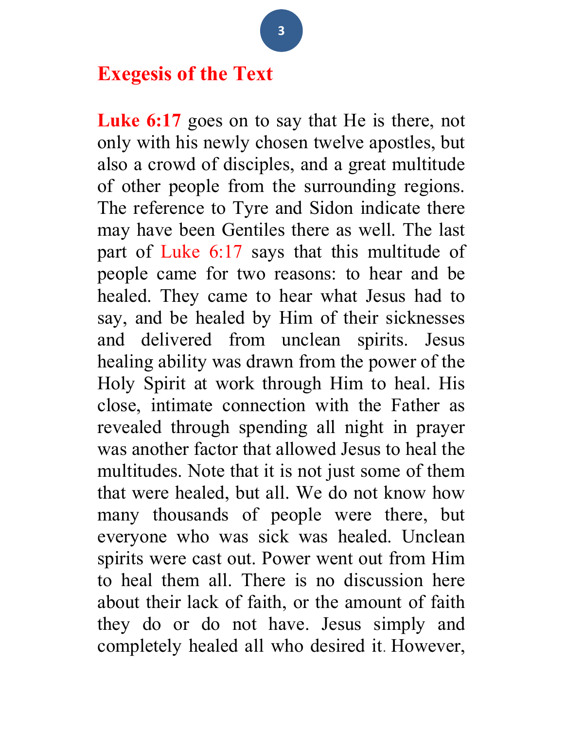## Exegesis of the Text

**Luke 6:17** goes on to say that He is there, not only with his newly chosen twelve apostles, but also a crowd of disciples, and a great multitude of other people from the surrounding regions. The reference to Tyre and Sidon indicate there may have been Gentiles there as well. The last part of Luke 6:17 says that this multitude of people came for two reasons: to hear and be healed. They came to hear what Jesus had to say, and be healed by Him of their sicknesses and delivered from unclean spirits. Jesus healing ability was drawn from the power of the Holy Spirit at work through Him to heal. His close, intimate connection with the Father as revealed through spending all night in prayer was another factor that allowed Jesus to heal the multitudes. Note that it is not just some of them that were healed, but all. We do not know how many thousands of people were there, but everyone who was sick was healed. Unclean spirits were cast out. Power went out from Him to heal them all. There is no discussion here about their lack of faith, or the amount of faith they do or do not have. Jesus simply and completely healed all who desired it. However,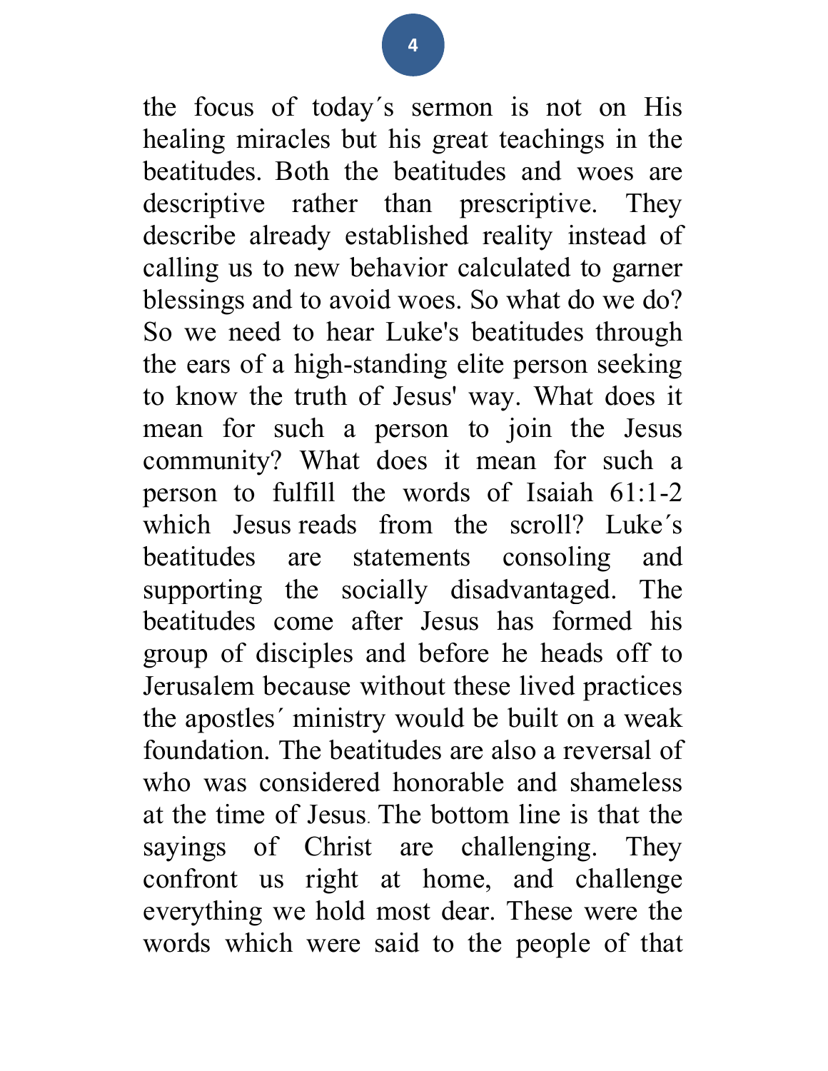the focus of today´s sermon is not on His healing miracles but his great teachings in the beatitudes. Both the beatitudes and woes are descriptive rather than prescriptive. They describe already established reality instead of calling us to new behavior calculated to garner blessings and to avoid woes. So what do we do? So we need to hear Luke's beatitudes through the ears of a high-standing elite person seeking to know the truth of Jesus' way. What does it mean for such a person to join the Jesus community? What does it mean for such a person to fulfill the words of Isaiah 61:1-2 which Jesus reads from the scroll? Luke´s beatitudes are statements consoling and supporting the socially disadvantaged. The beatitudes come after Jesus has formed his group of disciples and before he heads off to Jerusalem because without these lived practices the apostles´ ministry would be built on a weak foundation. The beatitudes are also a reversal of who was considered honorable and shameless at the time of Jesus. The bottom line is that the sayings of Christ are challenging. They confront us right at home, and challenge everything we hold most dear. These were the words which were said to the people of that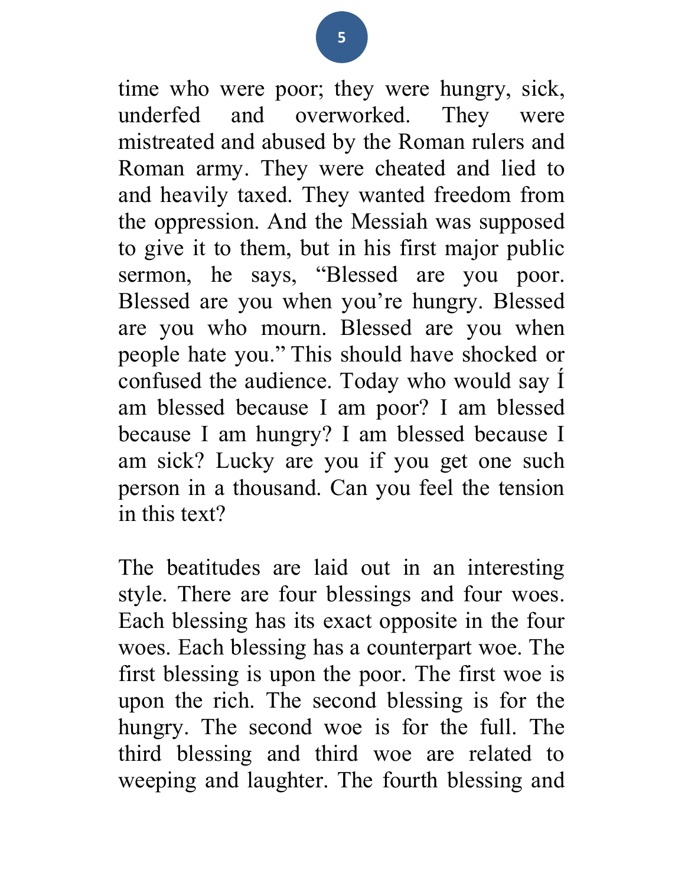time who were poor; they were hungry, sick, underfed and overworked. They were mistreated and abused by the Roman rulers and Roman army. They were cheated and lied to and heavily taxed. They wanted freedom from the oppression. And the Messiah was supposed to give it to them, but in his first major public sermon, he says, "Blessed are you poor. Blessed are you when you're hungry. Blessed are you who mourn. Blessed are you when people hate you." This should have shocked or confused the audience. Today who would say Í am blessed because I am poor? I am blessed because I am hungry? I am blessed because I am sick? Lucky are you if you get one such person in a thousand. Can you feel the tension in this text?

The beatitudes are laid out in an interesting style. There are four blessings and four woes. Each blessing has its exact opposite in the four woes. Each blessing has a counterpart woe. The first blessing is upon the poor. The first woe is upon the rich. The second blessing is for the hungry. The second woe is for the full. The third blessing and third woe are related to weeping and laughter. The fourth blessing and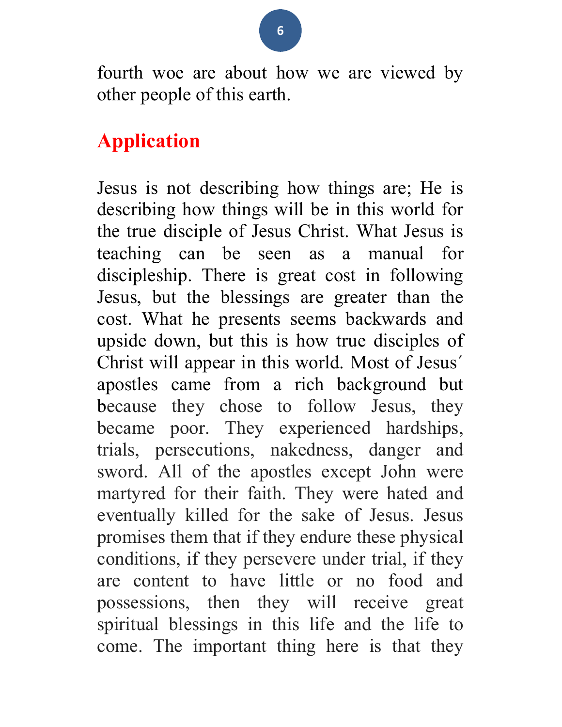fourth woe are about how we are viewed by other people of this earth.

## Application

Jesus is not describing how things are; He is describing how things will be in this world for the true disciple of Jesus Christ. What Jesus is teaching can be seen as a manual for discipleship. There is great cost in following Jesus, but the blessings are greater than the cost. What he presents seems backwards and upside down, but this is how true disciples of Christ will appear in this world. Most of Jesus´ apostles came from a rich background but because they chose to follow Jesus, they became poor. They experienced hardships, trials, persecutions, nakedness, danger and sword. All of the apostles except John were martyred for their faith. They were hated and eventually killed for the sake of Jesus. Jesus promises them that if they endure these physical conditions, if they persevere under trial, if they are content to have little or no food and possessions, then they will receive great spiritual blessings in this life and the life to come. The important thing here is that they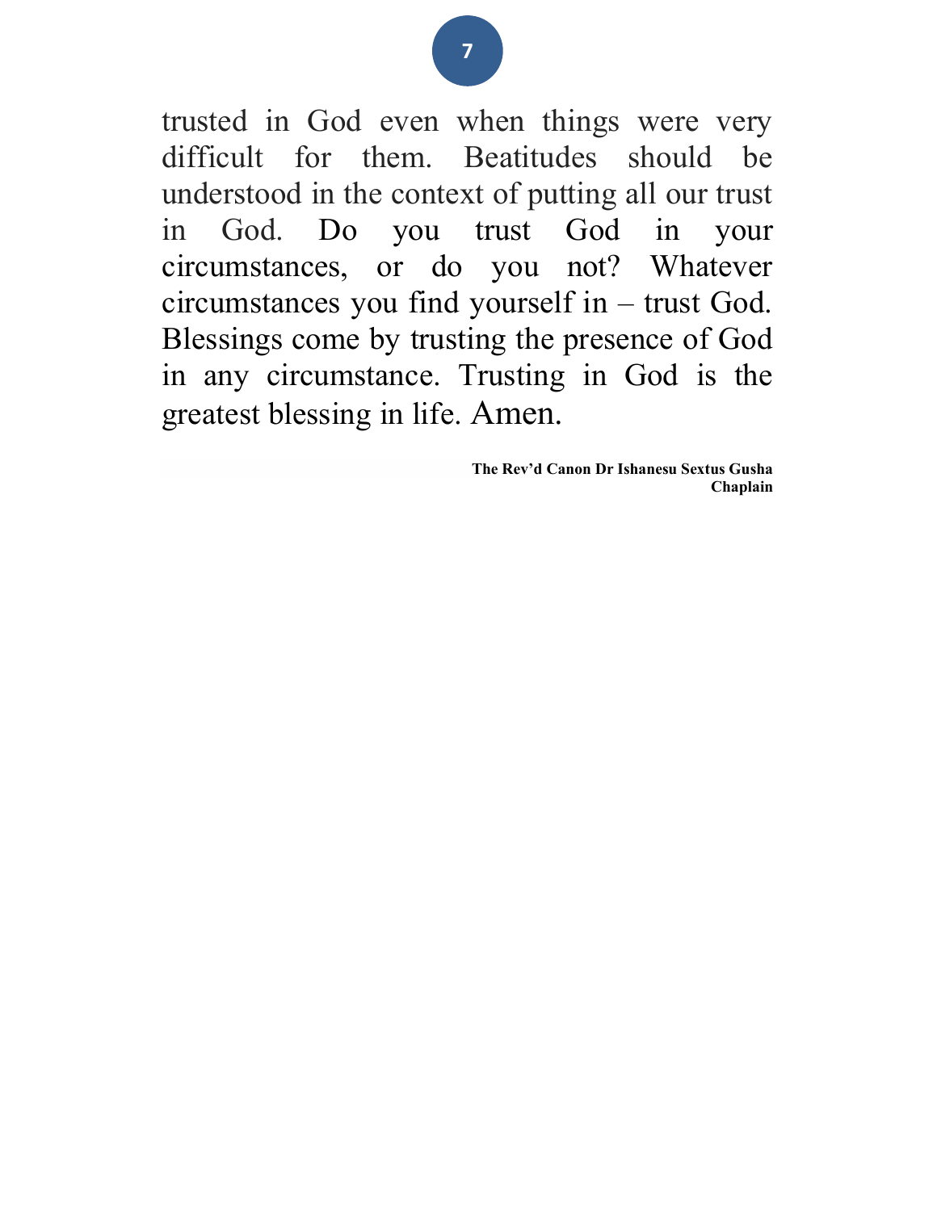trusted in God even when things were very difficult for them. Beatitudes should be understood in the context of putting all our trust in God. Do you trust God in your circumstances, or do you not? Whatever circumstances you find yourself in – trust God. Blessings come by trusting the presence of God in any circumstance. Trusting in God is the greatest blessing in life. Amen.

**The Rev'd Canon Dr Ishanesu Sextus Gusha**
**Chaplain**